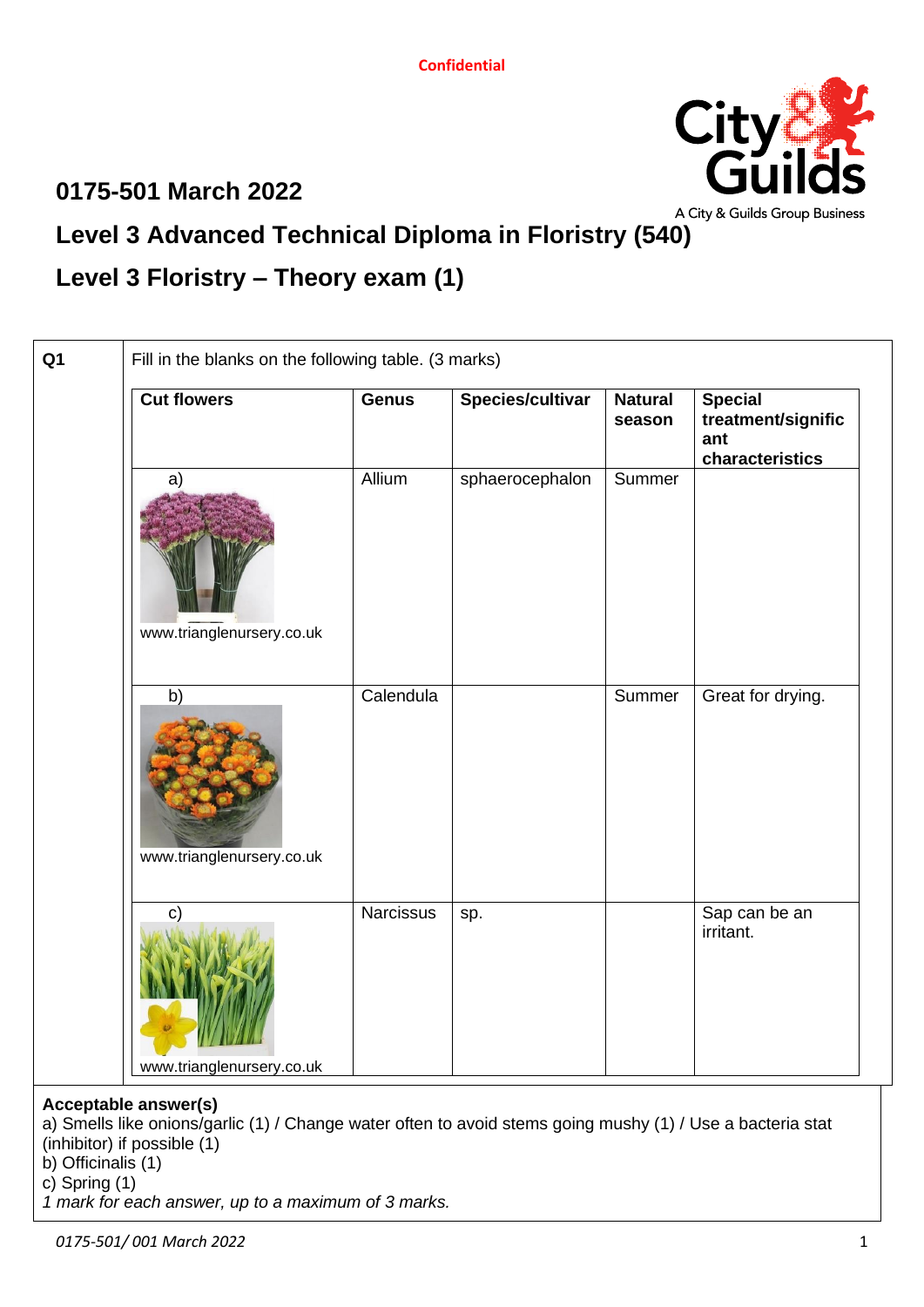Confidential

## 0175-501 March 2022

# Level 3 Advanced Technical Diploma in Floristry (540)

# Level 3 Floristry – Theory exam (1)

**Q1** Fill in the blanks on the following table. (3 marks)

| Cut flowers | Genus | Species/cultivar | Natural season | Special treatment/significant characteristics |
|---|---|---|---|---|
| a) www.trianglenursery.co.uk | Allium | sphaerocephalon | Summer | |
| b) www.trianglenursery.co.uk | Calendula | | Summer | Great for drying. |
| c) www.trianglenursery.co.uk | Narcissus | sp. | | Sap can be an irritant. |

**Acceptable answer(s)**
a) Smells like onions/garlic (1) / Change water often to avoid stems going mushy (1) / Use a bacteria stat (inhibitor) if possible (1)
b) Officinalis (1)
c) Spring (1)
*1 mark for each answer, up to a maximum of 3 marks.*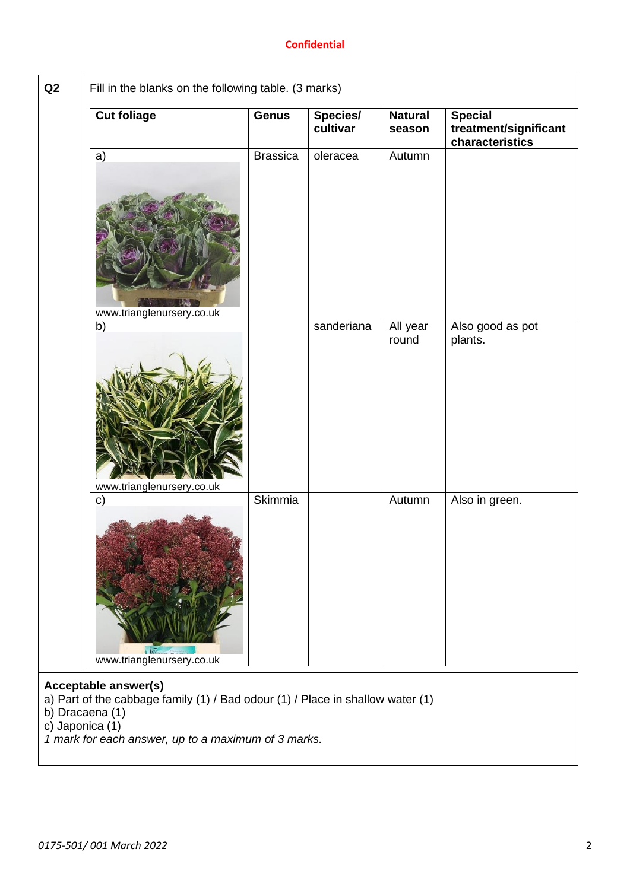Confidential

**Q2** Fill in the blanks on the following table. (3 marks)

| Cut foliage | Genus | Species/ cultivar | Natural season | Special treatment/significant characteristics |
|---|---|---|---|---|
| a) www.trianglenursery.co.uk | Brassica | oleracea | Autumn | |
| b) www.trianglenursery.co.uk | | sanderiana | All year round | Also good as pot plants. |
| c) www.trianglenursery.co.uk | Skimmia | | Autumn | Also in green. |

**Acceptable answer(s)**

a) Part of the cabbage family (1) / Bad odour (1) / Place in shallow water (1)
b) Dracaena (1)
c) Japonica (1)
*1 mark for each answer, up to a maximum of 3 marks.*

*0175-501/ 001 March 2022*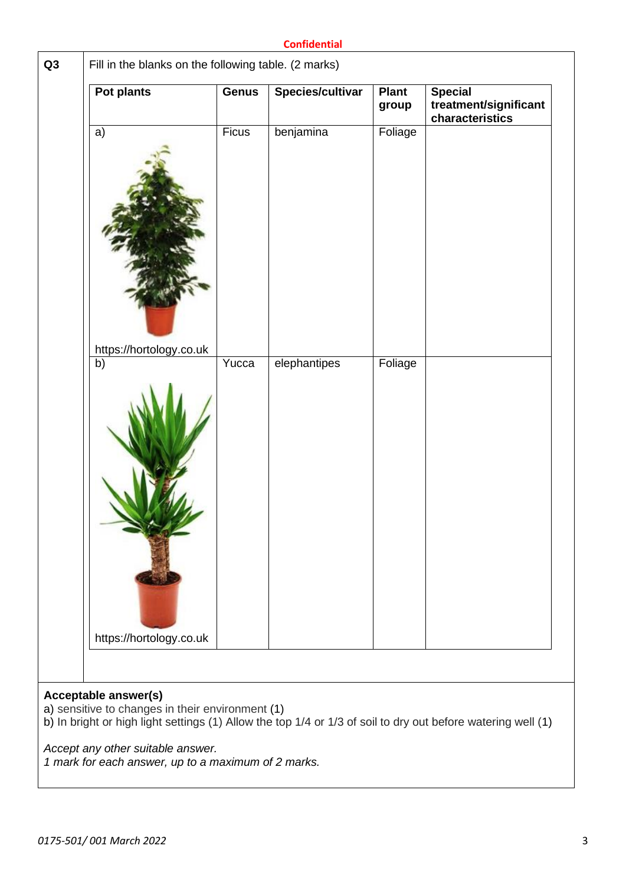**Confidential**

| Q3 | Fill in the blanks on the following table. (2 marks) |
|---|---|

| Pot plants | Genus | Species/cultivar | Plant group | Special treatment/significant characteristics |
|---|---|---|---|---|
| a) https://hortology.co.uk | Ficus | benjamina | Foliage | |
| b) https://hortology.co.uk | Yucca | elephantipes | Foliage | |

**Acceptable answer(s)**

a) sensitive to changes in their environment (1)
b) In bright or high light settings (1) Allow the top 1/4 or 1/3 of soil to dry out before watering well (1)

*Accept any other suitable answer.*
*1 mark for each answer, up to a maximum of 2 marks.*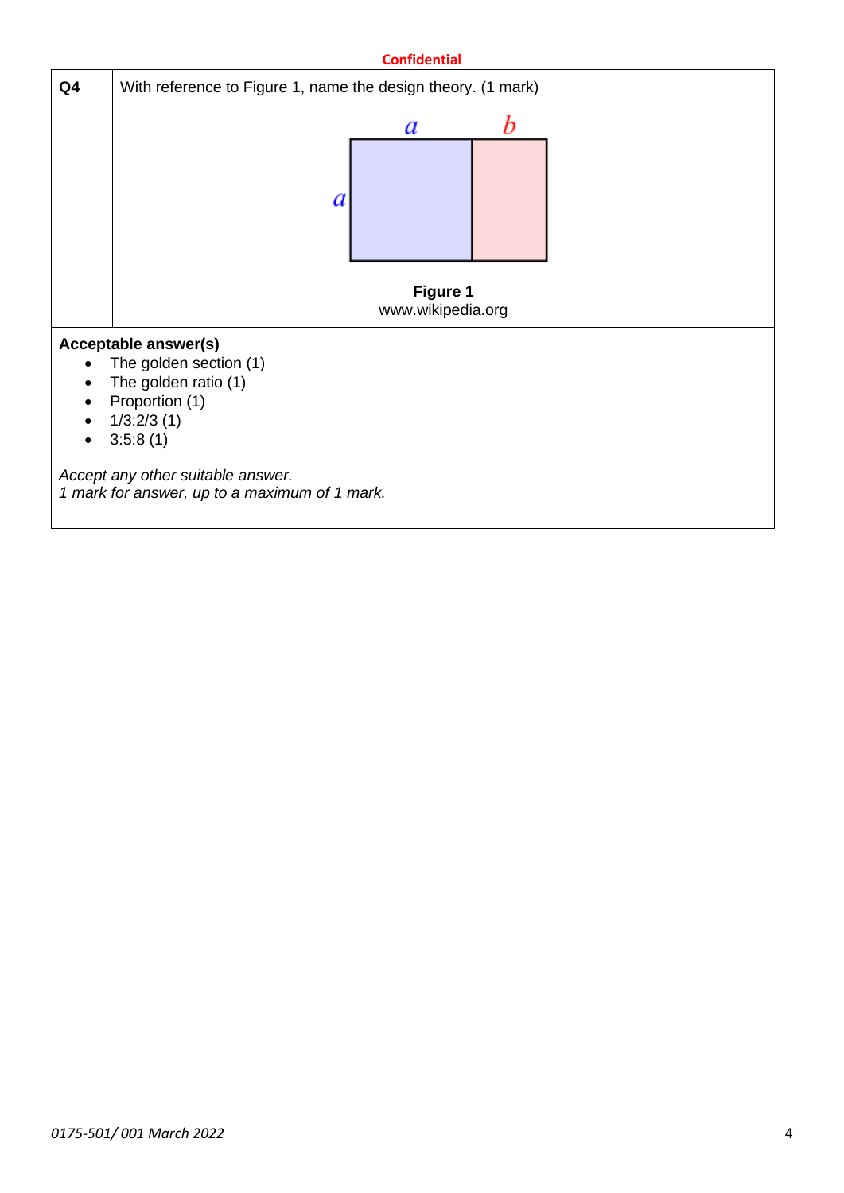Confidential

| Q4 | With reference to Figure 1, name the design theory. (1 mark) |
|---|---|
| | **Figure 1**<br>www.wikipedia.org |

**Acceptable answer(s)**

- The golden section (1)
- The golden ratio (1)
- Proportion (1)
- 1/3:2/3 (1)
- 3:5:8 (1)

*Accept any other suitable answer.*
*1 mark for answer, up to a maximum of 1 mark.*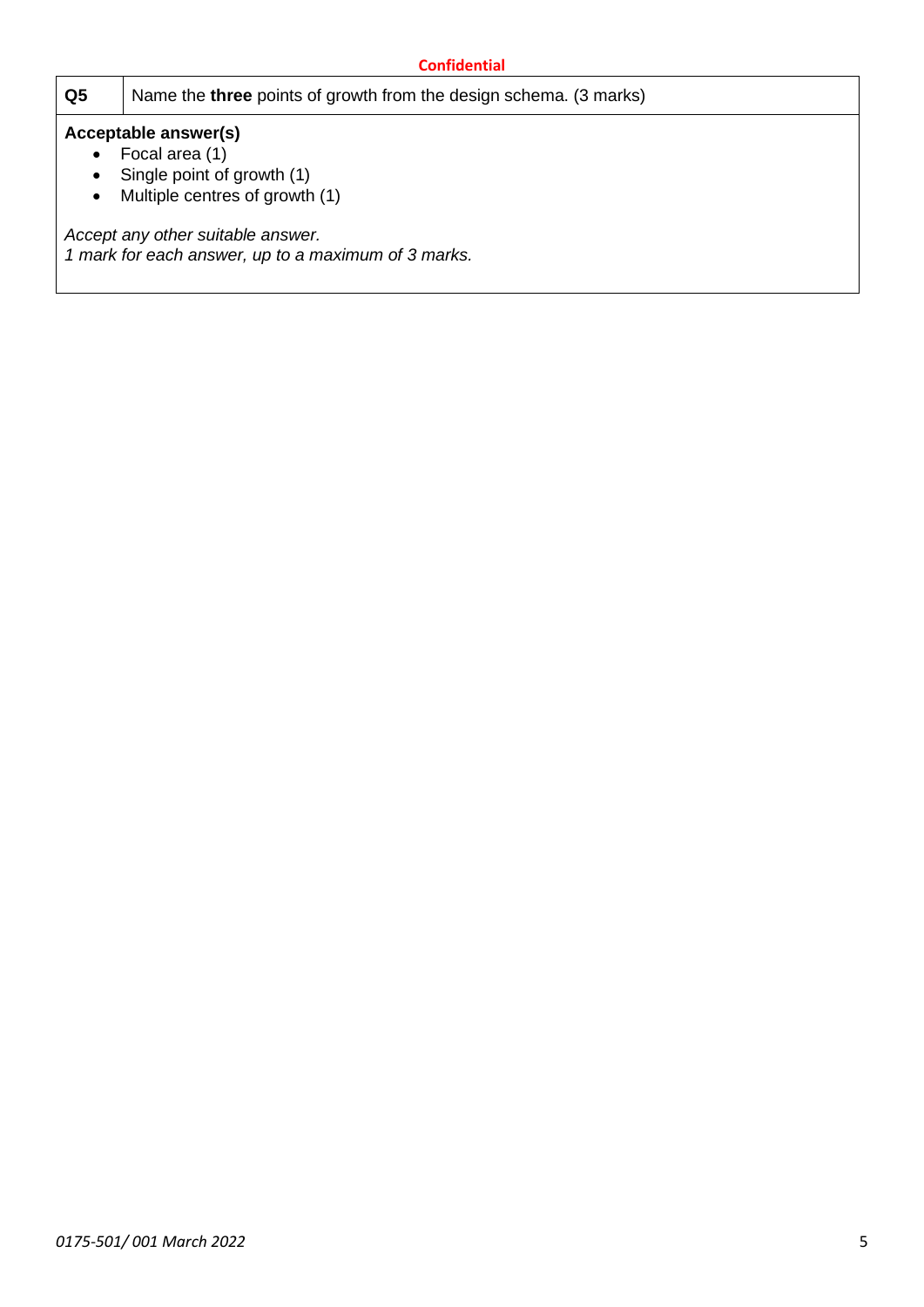**Confidential**

| Q5 | Name the **three** points of growth from the design schema. (3 marks) |
| --- | --- |

**Acceptable answer(s)**

- Focal area (1)
- Single point of growth (1)
- Multiple centres of growth (1)

*Accept any other suitable answer.*
*1 mark for each answer, up to a maximum of 3 marks.*

*0175-501/ 001 March 2022*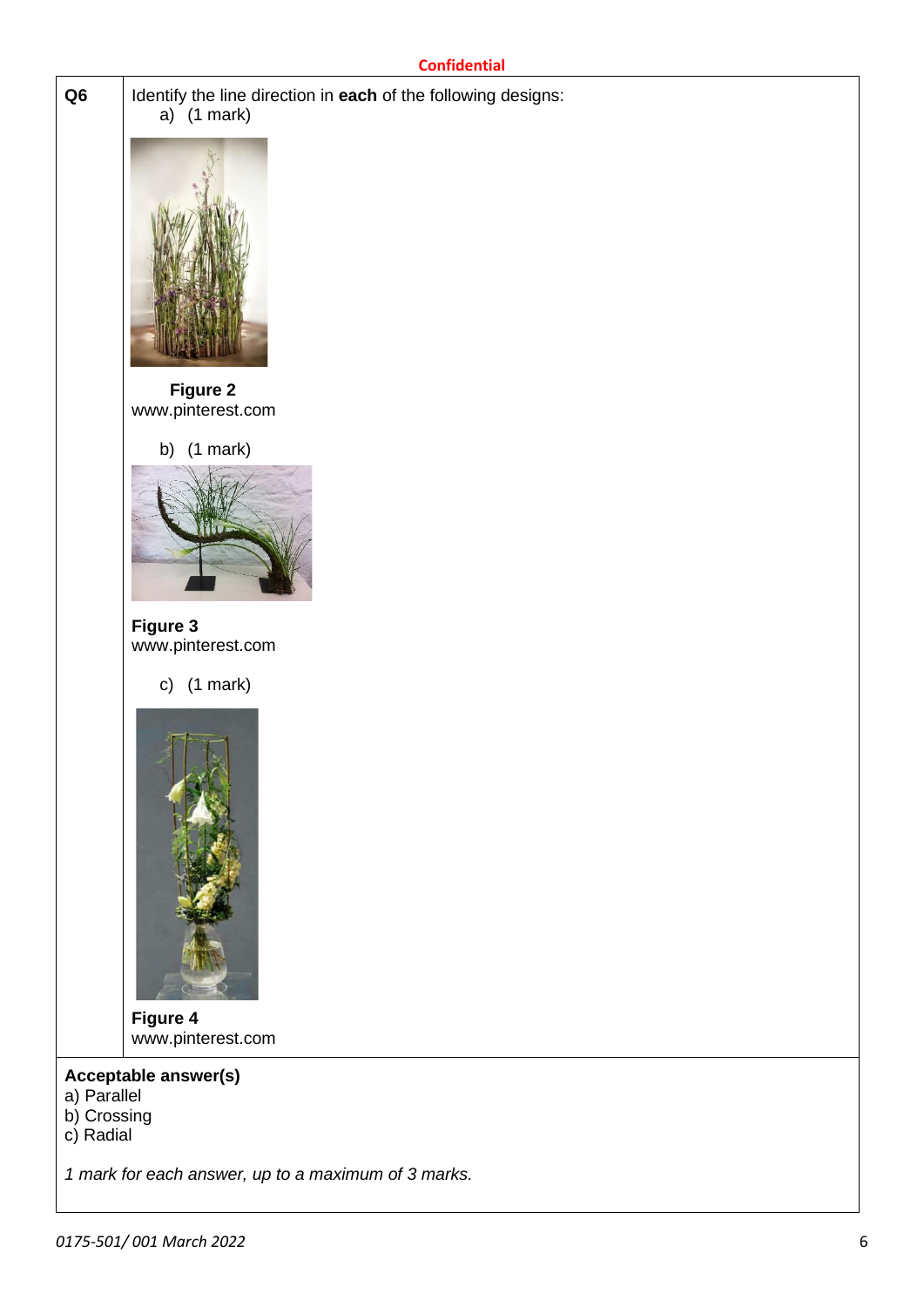Confidential

| Q6 | Identify the line direction in **each** of the following designs: |
|---|---|

a) (1 mark)

**Figure 2**
www.pinterest.com

b) (1 mark)

**Figure 3**
www.pinterest.com

c) (1 mark)

**Figure 4**
www.pinterest.com

**Acceptable answer(s)**
a) Parallel
b) Crossing
c) Radial

*1 mark for each answer, up to a maximum of 3 marks.*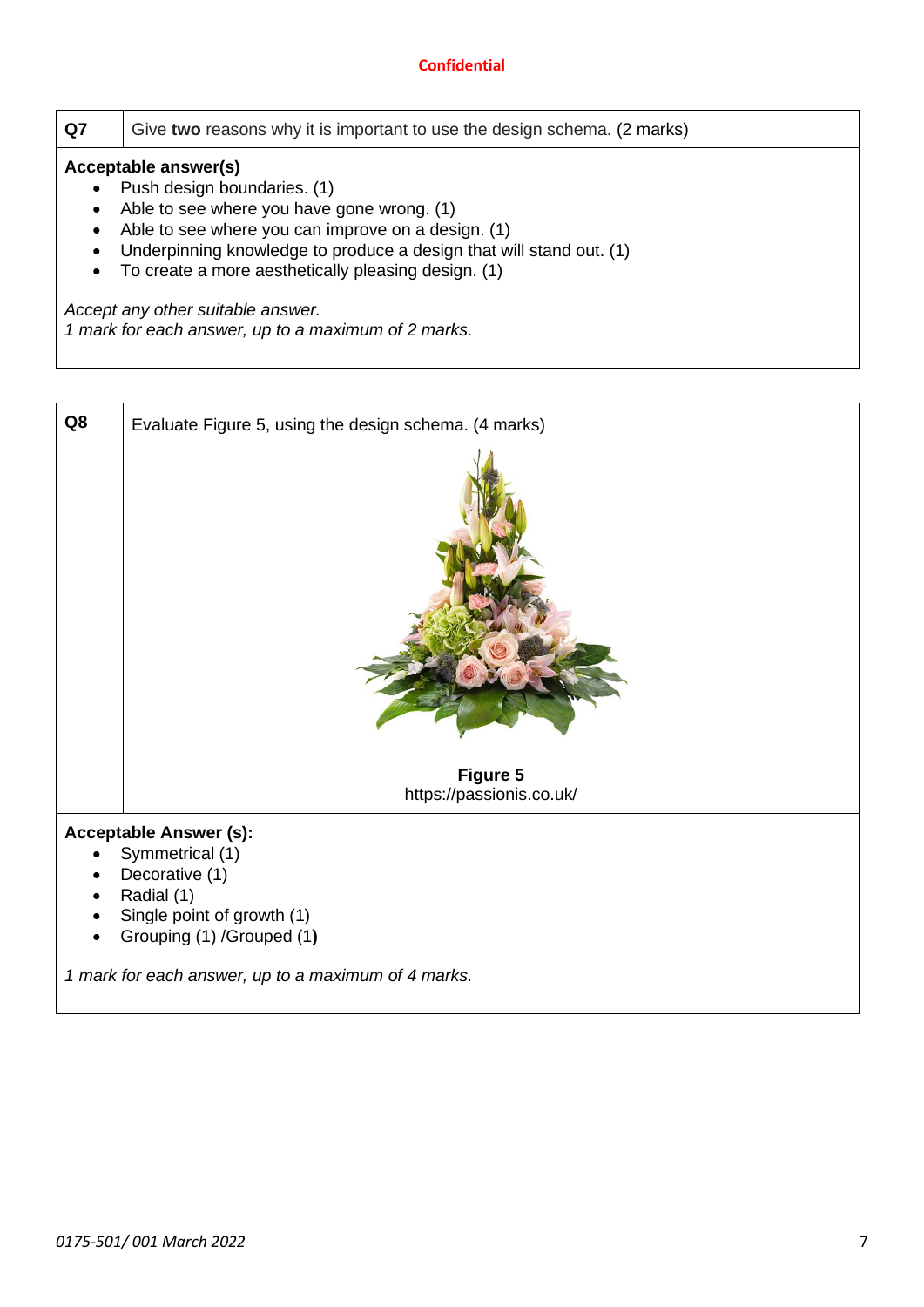Confidential

| Q7 | Give **two** reasons why it is important to use the design schema. (2 marks) |
|---|---|

**Acceptable answer(s)**

- Push design boundaries. (1)
- Able to see where you have gone wrong. (1)
- Able to see where you can improve on a design. (1)
- Underpinning knowledge to produce a design that will stand out. (1)
- To create a more aesthetically pleasing design. (1)

*Accept any other suitable answer.*
*1 mark for each answer, up to a maximum of 2 marks.*

| Q8 | Evaluate Figure 5, using the design schema. (4 marks) |
|---|---|

**Figure 5**
https://passionis.co.uk/

**Acceptable Answer (s):**

- Symmetrical (1)
- Decorative (1)
- Radial (1)
- Single point of growth (1)
- Grouping (1) /Grouped (1)

*1 mark for each answer, up to a maximum of 4 marks.*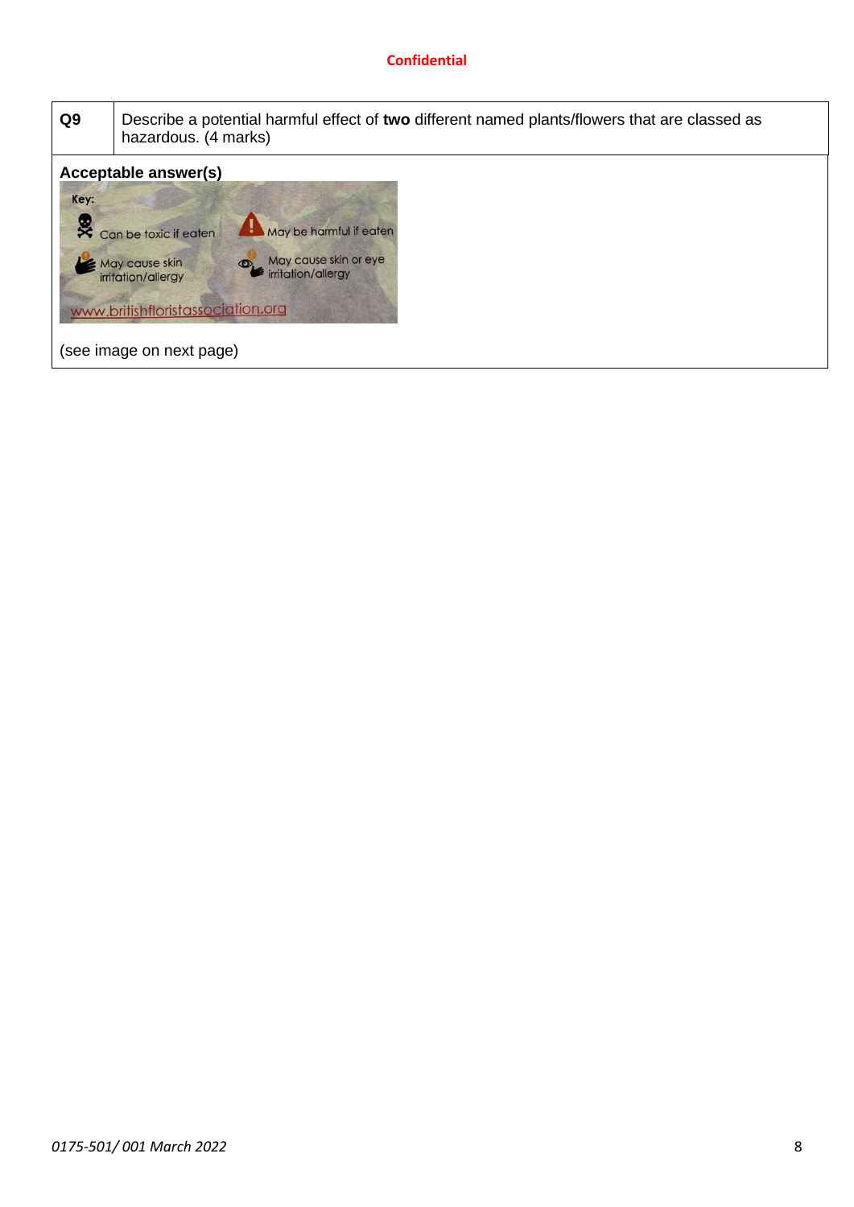| Q9 | Describe a potential harmful effect of **two** different named plants/flowers that are classed as hazardous. (4 marks) |
|---|---|

**Acceptable answer(s)**

Key:

Can be toxic if eaten

May be harmful if eaten

May cause skin irritation/allergy

May cause skin or eye irritation/allergy

www.britishfloristassociation.org

(see image on next page)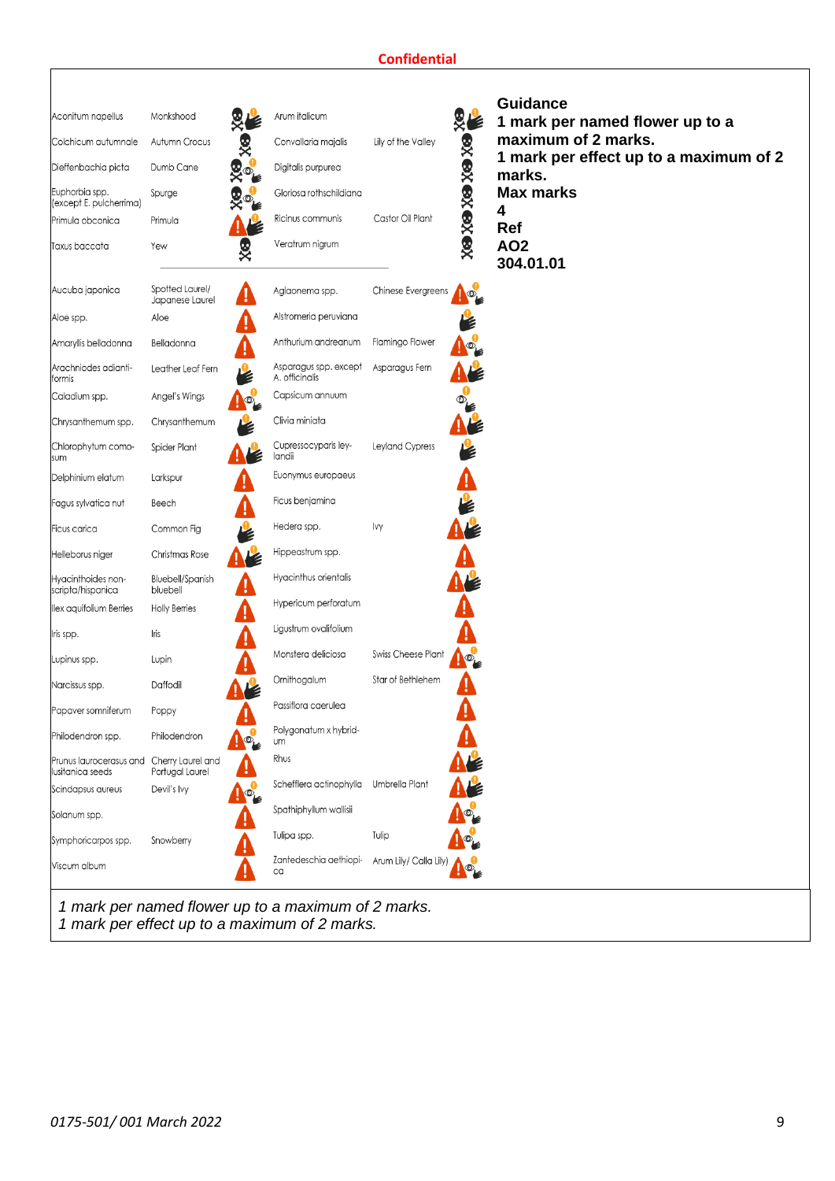**Confidential**

| Scientific name | Common name | Scientific name | Common name |
|---|---|---|---|
| Aconitum napellus | Monkshood | Arum italicum | |
| Colchicum autumnale | Autumn Crocus | Convallaria majalis | Lily of the Valley |
| Dieffenbachia picta | Dumb Cane | Digitalis purpurea | |
| Euphorbia spp. (except E. pulcherrima) | Spurge | Gloriosa rothschildiana | |
| Primula obconica | Primula | Ricinus communis | Castor Oil Plant |
| Taxus baccata | Yew | Veratrum nigrum | |

| Scientific name | Common name | Scientific name | Common name |
|---|---|---|---|
| Aucuba japonica | Spotted Laurel/ Japanese Laurel | Aglaonema spp. | Chinese Evergreens |
| Aloe spp. | Aloe | Alstromeria peruviana | |
| Amaryllis belladonna | Belladonna | Anthurium andreanum | Flamingo Flower |
| Arachniodes adianti-formis | Leather Leaf Fern | Asparagus spp. except A. officinalis | Asparagus Fern |
| Caladium spp. | Angel's Wings | Capsicum annuum | |
| Chrysanthemum spp. | Chrysanthemum | Clivia miniata | |
| Chlorophytum como-sum | Spider Plant | Cupressocyparis ley-landii | Leyland Cypress |
| Delphinium elatum | Larkspur | Euonymus europaeus | |
| Fagus sylvatica nut | Beech | Ficus benjamina | |
| Ficus carica | Common Fig | Hedera spp. | Ivy |
| Helleborus niger | Christmas Rose | Hippeastrum spp. | |
| Hyacinthoides non-scripta/hispanica | Bluebell/Spanish bluebell | Hyacinthus orientalis | |
| Ilex aquifolium Berries | Holly Berries | Hypericum perforatum | |
| Iris spp. | Iris | Ligustrum ovalifolium | |
| Lupinus spp. | Lupin | Monstera deliciosa | Swiss Cheese Plant |
| Narcissus spp. | Daffodil | Ornithogalum | Star of Bethlehem |
| Papaver somniferum | Poppy | Passiflora caerulea | |
| Philodendron spp. | Philodendron | Polygonatum x hybrid-um | |
| Prunus laurocerasus and lusitanica seeds | Cherry Laurel and Portugal Laurel | Rhus | |
| Scindapsus aureus | Devil's Ivy | Schefflera actinophylla | Umbrella Plant |
| Solanum spp. | | Spathiphyllum wallisii | |
| Symphoricarpos spp. | Snowberry | Tulipa spp. | Tulip |
| Viscum album | | Zantedeschia aethiopi-ca | Arum Lily/ Calla Lily |

**Guidance**
**1 mark per named flower up to a maximum of 2 marks.**
**1 mark per effect up to a maximum of 2 marks.**

**Max marks**
**4**

**Ref**
**AO2**
**304.01.01**

*1 mark per named flower up to a maximum of 2 marks.*
*1 mark per effect up to a maximum of 2 marks.*

*0175-501/ 001 March 2022*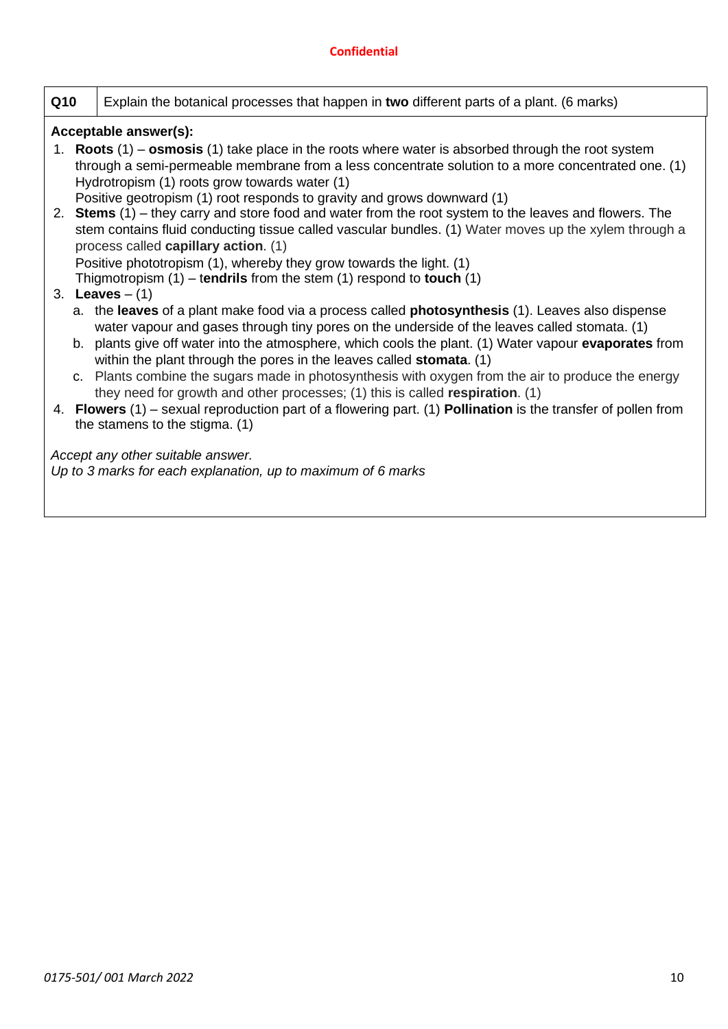**Confidential**

| Q10 | Explain the botanical processes that happen in **two** different parts of a plant. (6 marks) |
|---|---|

**Acceptable answer(s):**

1. **Roots** (1) – **osmosis** (1) take place in the roots where water is absorbed through the root system through a semi-permeable membrane from a less concentrate solution to a more concentrated one. (1)
   Hydrotropism (1) roots grow towards water (1)
   Positive geotropism (1) root responds to gravity and grows downward (1)
2. **Stems** (1) – they carry and store food and water from the root system to the leaves and flowers. The stem contains fluid conducting tissue called vascular bundles. (1) Water moves up the xylem through a process called **capillary action**. (1)
   Positive phototropism (1), whereby they grow towards the light. (1)
   Thigmotropism (1) – **tendrils** from the stem (1) respond to **touch** (1)
3. **Leaves** – (1)
   a. the **leaves** of a plant make food via a process called **photosynthesis** (1). Leaves also dispense water vapour and gases through tiny pores on the underside of the leaves called stomata. (1)
   b. plants give off water into the atmosphere, which cools the plant. (1) Water vapour **evaporates** from within the plant through the pores in the leaves called **stomata**. (1)
   c. Plants combine the sugars made in photosynthesis with oxygen from the air to produce the energy they need for growth and other processes; (1) this is called **respiration**. (1)
4. **Flowers** (1) – sexual reproduction part of a flowering part. (1) **Pollination** is the transfer of pollen from the stamens to the stigma. (1)

*Accept any other suitable answer.*
*Up to 3 marks for each explanation, up to maximum of 6 marks*

*0175-501/ 001 March 2022*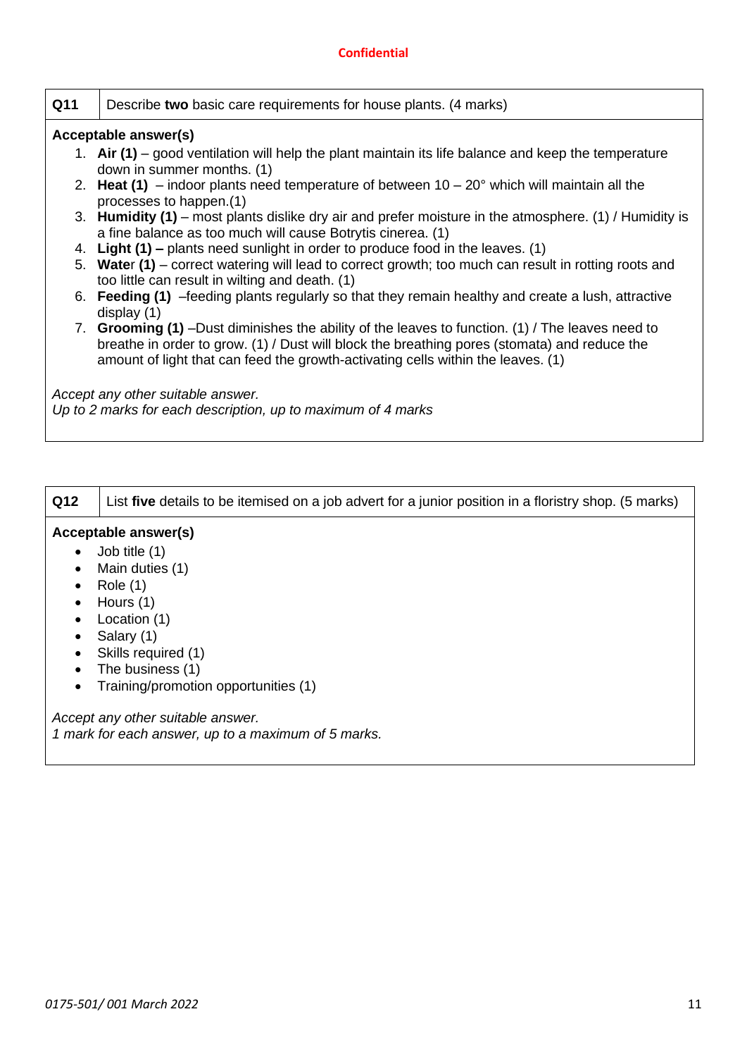| Q11 | Describe **two** basic care requirements for house plants. (4 marks) |
|---|---|

**Acceptable answer(s)**

1. **Air (1)** – good ventilation will help the plant maintain its life balance and keep the temperature down in summer months. (1)
2. **Heat (1)** – indoor plants need temperature of between 10 – 20° which will maintain all the processes to happen.(1)
3. **Humidity (1)** – most plants dislike dry air and prefer moisture in the atmosphere. (1) / Humidity is a fine balance as too much will cause Botrytis cinerea. (1)
4. **Light (1) –** plants need sunlight in order to produce food in the leaves. (1)
5. **Water (1)** – correct watering will lead to correct growth; too much can result in rotting roots and too little can result in wilting and death. (1)
6. **Feeding (1)** –feeding plants regularly so that they remain healthy and create a lush, attractive display (1)
7. **Grooming (1)** –Dust diminishes the ability of the leaves to function. (1) / The leaves need to breathe in order to grow. (1) / Dust will block the breathing pores (stomata) and reduce the amount of light that can feed the growth-activating cells within the leaves. (1)

*Accept any other suitable answer.*
*Up to 2 marks for each description, up to maximum of 4 marks*

| Q12 | List **five** details to be itemised on a job advert for a junior position in a floristry shop. (5 marks) |
|---|---|

**Acceptable answer(s)**

- Job title (1)
- Main duties (1)
- Role (1)
- Hours (1)
- Location (1)
- Salary (1)
- Skills required (1)
- The business (1)
- Training/promotion opportunities (1)

*Accept any other suitable answer.*
*1 mark for each answer, up to a maximum of 5 marks.*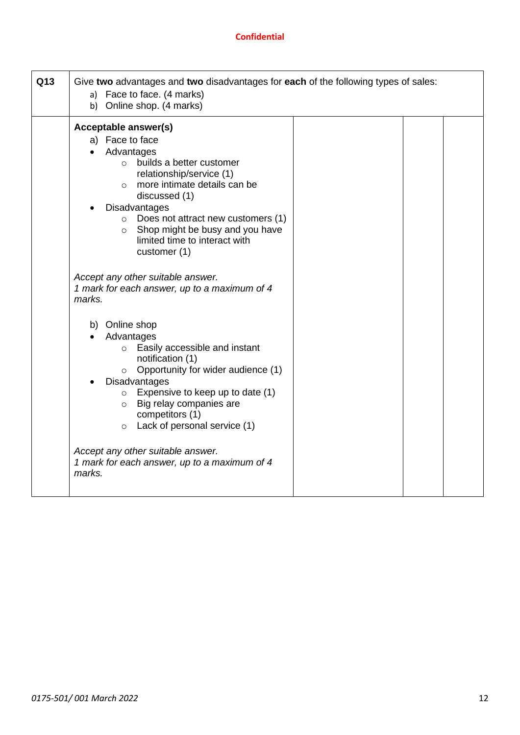| Q13 | Give **two** advantages and **two** disadvantages for **each** of the following types of sales:<br>a) Face to face. (4 marks)<br>b) Online shop. (4 marks) | | | |
|---|---|---|---|---|
| | **Acceptable answer(s)**<br>a) Face to face<br>• Advantages<br>○ builds a better customer relationship/service (1)<br>○ more intimate details can be discussed (1)<br>• Disadvantages<br>○ Does not attract new customers (1)<br>○ Shop might be busy and you have limited time to interact with customer (1)<br><br>*Accept any other suitable answer.*<br>*1 mark for each answer, up to a maximum of 4 marks.*<br><br>b) Online shop<br>• Advantages<br>○ Easily accessible and instant notification (1)<br>○ Opportunity for wider audience (1)<br>• Disadvantages<br>○ Expensive to keep up to date (1)<br>○ Big relay companies are competitors (1)<br>○ Lack of personal service (1)<br><br>*Accept any other suitable answer.*<br>*1 mark for each answer, up to a maximum of 4 marks.* | | | |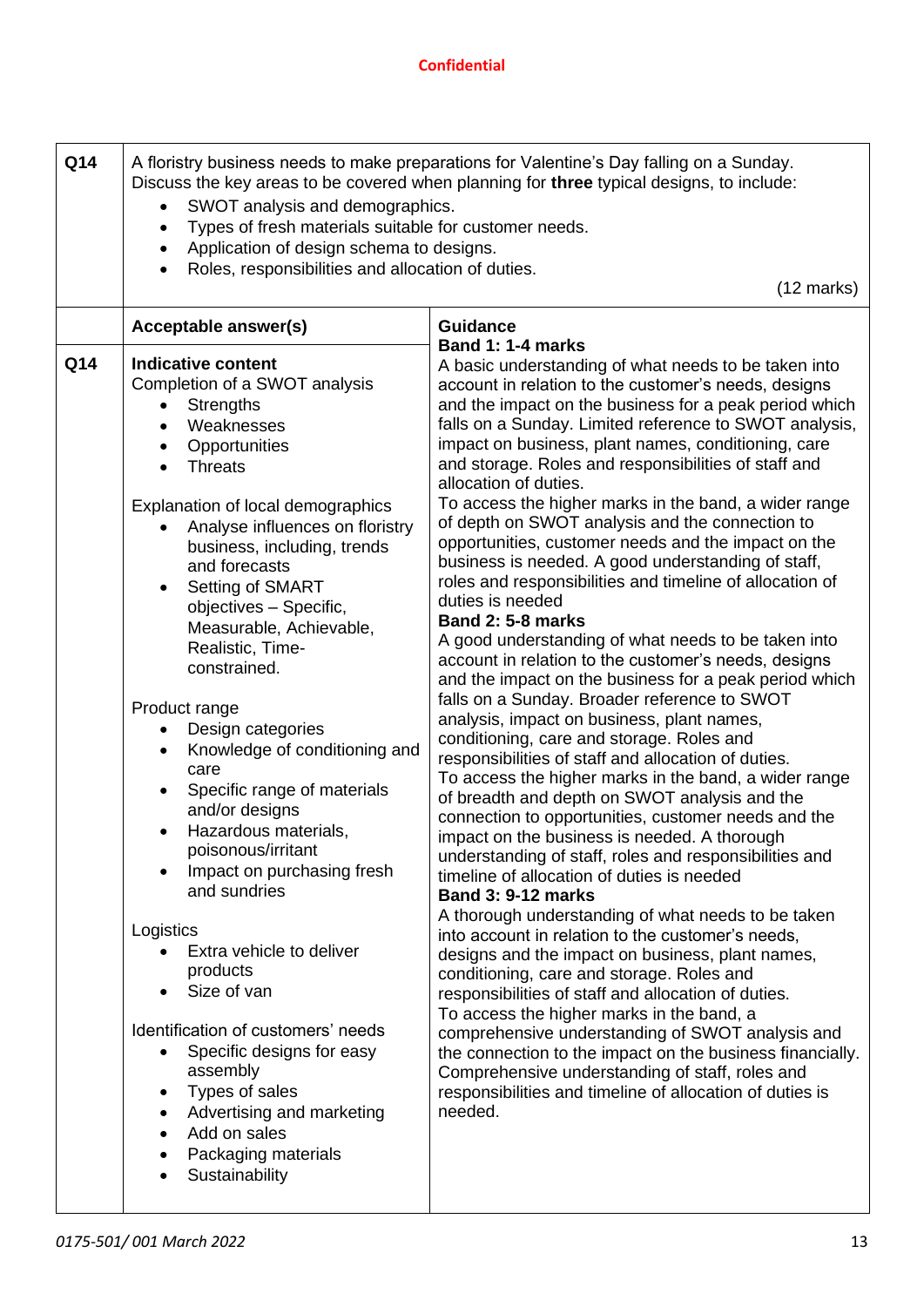| Q14 | A floristry business needs to make preparations for Valentine's Day falling on a Sunday. Discuss the key areas to be covered when planning for **three** typical designs, to include:<br>• SWOT analysis and demographics.<br>• Types of fresh materials suitable for customer needs.<br>• Application of design schema to designs.<br>• Roles, responsibilities and allocation of duties.<br>(12 marks) | |
|---|---|---|
| | **Acceptable answer(s)** | **Guidance** |
| Q14 | **Indicative content**<br>Completion of a SWOT analysis<br>• Strengths<br>• Weaknesses<br>• Opportunities<br>• Threats<br><br>Explanation of local demographics<br>• Analyse influences on floristry business, including, trends and forecasts<br>• Setting of SMART objectives – Specific, Measurable, Achievable, Realistic, Time-constrained.<br><br>Product range<br>• Design categories<br>• Knowledge of conditioning and care<br>• Specific range of materials and/or designs<br>• Hazardous materials, poisonous/irritant<br>• Impact on purchasing fresh and sundries<br><br>Logistics<br>• Extra vehicle to deliver products<br>• Size of van<br><br>Identification of customers' needs<br>• Specific designs for easy assembly<br>• Types of sales<br>• Advertising and marketing<br>• Add on sales<br>• Packaging materials<br>• Sustainability | **Band 1: 1-4 marks**<br>A basic understanding of what needs to be taken into account in relation to the customer's needs, designs and the impact on the business for a peak period which falls on a Sunday. Limited reference to SWOT analysis, impact on business, plant names, conditioning, care and storage. Roles and responsibilities of staff and allocation of duties.<br>To access the higher marks in the band, a wider range of depth on SWOT analysis and the connection to opportunities, customer needs and the impact on the business is needed. A good understanding of staff, roles and responsibilities and timeline of allocation of duties is needed<br>**Band 2: 5-8 marks**<br>A good understanding of what needs to be taken into account in relation to the customer's needs, designs and the impact on the business for a peak period which falls on a Sunday. Broader reference to SWOT analysis, impact on business, plant names, conditioning, care and storage. Roles and responsibilities of staff and allocation of duties.<br>To access the higher marks in the band, a wider range of breadth and depth on SWOT analysis and the connection to opportunities, customer needs and the impact on the business is needed. A thorough understanding of staff, roles and responsibilities and timeline of allocation of duties is needed<br>**Band 3: 9-12 marks**<br>A thorough understanding of what needs to be taken into account in relation to the customer's needs, designs and the impact on business, plant names, conditioning, care and storage. Roles and responsibilities of staff and allocation of duties.<br>To access the higher marks in the band, a comprehensive understanding of SWOT analysis and the connection to the impact on the business financially. Comprehensive understanding of staff, roles and responsibilities and timeline of allocation of duties is needed. |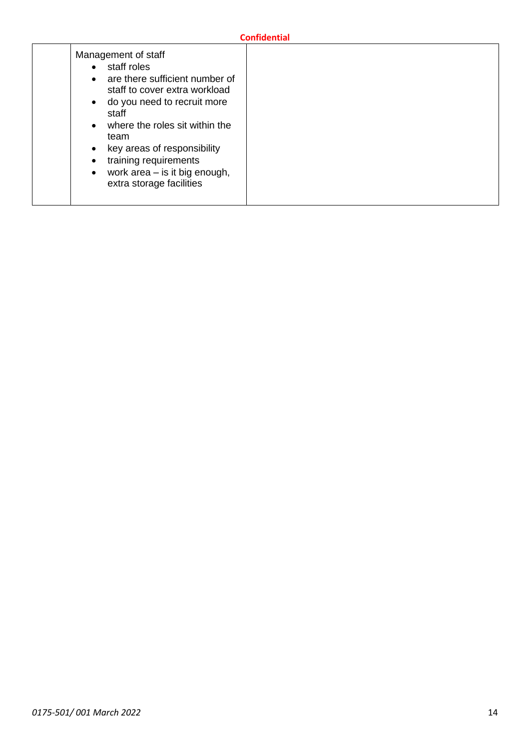| | | |
|---|---|---|
| | Management of staff<br>• staff roles<br>• are there sufficient number of staff to cover extra workload<br>• do you need to recruit more staff<br>• where the roles sit within the team<br>• key areas of responsibility<br>• training requirements<br>• work area – is it big enough, extra storage facilities | |